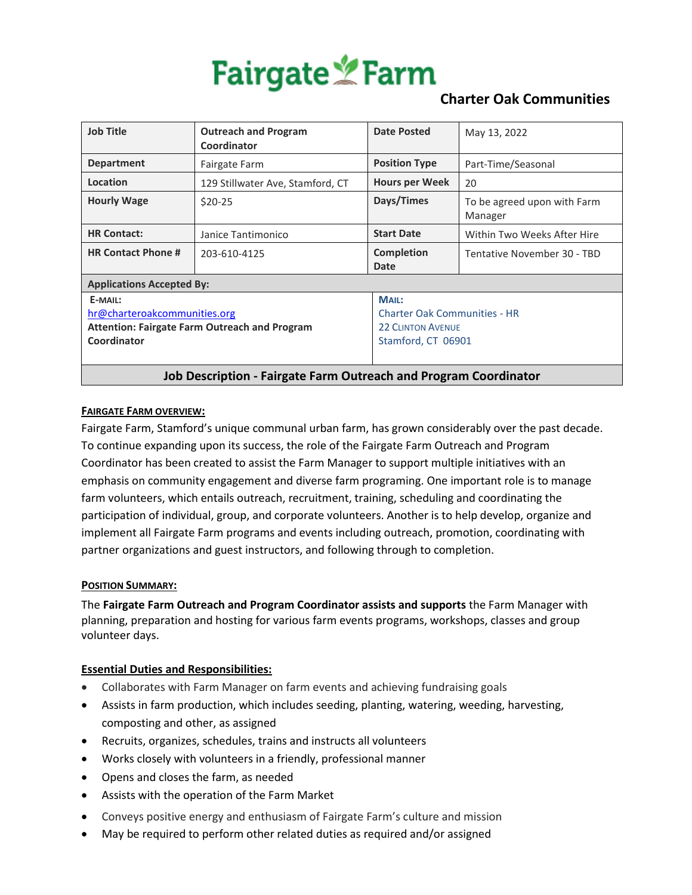# Fairgate Farm

## Charter Oak Communities

| Job Title | Outreach and Program Coordinator | Date Posted | May 13, 2022 |
|---|---|---|---|
| Department | Fairgate Farm | Position Type | Part-Time/Seasonal |
| Location | 129 Stillwater Ave, Stamford, CT | Hours per Week | 20 |
| Hourly Wage | $20-25 | Days/Times | To be agreed upon with Farm Manager |
| HR Contact: | Janice Tantimonico | Start Date | Within Two Weeks After Hire |
| HR Contact Phone # | 203-610-4125 | Completion Date | Tentative November 30 - TBD |

**Applications Accepted By:**

| E-MAIL: | MAIL: |
|---|---|
| hr@charteroakcommunities.org<br>**Attention: Fairgate Farm Outreach and Program Coordinator** | Charter Oak Communities - HR<br>22 Clinton Avenue<br>Stamford, CT 06901 |

## Job Description - Fairgate Farm Outreach and Program Coordinator

**FAIRGATE FARM OVERVIEW:**

Fairgate Farm, Stamford's unique communal urban farm, has grown considerably over the past decade. To continue expanding upon its success, the role of the Fairgate Farm Outreach and Program Coordinator has been created to assist the Farm Manager to support multiple initiatives with an emphasis on community engagement and diverse farm programing. One important role is to manage farm volunteers, which entails outreach, recruitment, training, scheduling and coordinating the participation of individual, group, and corporate volunteers. Another is to help develop, organize and implement all Fairgate Farm programs and events including outreach, promotion, coordinating with partner organizations and guest instructors, and following through to completion.

**POSITION SUMMARY:**

The **Fairgate Farm Outreach and Program Coordinator assists and supports** the Farm Manager with planning, preparation and hosting for various farm events programs, workshops, classes and group volunteer days.

**Essential Duties and Responsibilities:**

- Collaborates with Farm Manager on farm events and achieving fundraising goals
- Assists in farm production, which includes seeding, planting, watering, weeding, harvesting, composting and other, as assigned
- Recruits, organizes, schedules, trains and instructs all volunteers
- Works closely with volunteers in a friendly, professional manner
- Opens and closes the farm, as needed
- Assists with the operation of the Farm Market
- Conveys positive energy and enthusiasm of Fairgate Farm's culture and mission
- May be required to perform other related duties as required and/or assigned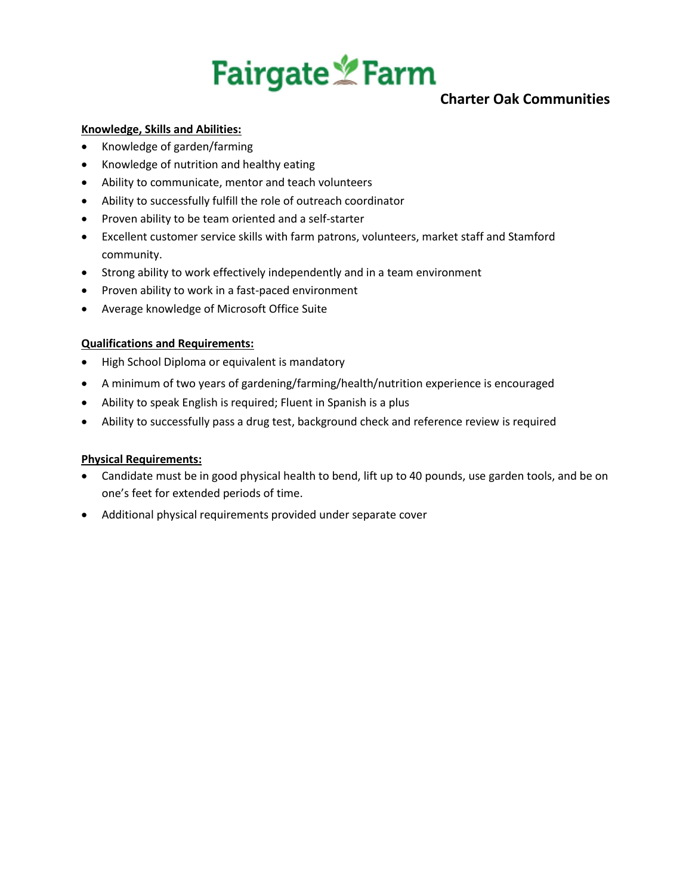**Knowledge, Skills and Abilities:**

- Knowledge of garden/farming
- Knowledge of nutrition and healthy eating
- Ability to communicate, mentor and teach volunteers
- Ability to successfully fulfill the role of outreach coordinator
- Proven ability to be team oriented and a self-starter
- Excellent customer service skills with farm patrons, volunteers, market staff and Stamford community.
- Strong ability to work effectively independently and in a team environment
- Proven ability to work in a fast-paced environment
- Average knowledge of Microsoft Office Suite

**Qualifications and Requirements:**

- High School Diploma or equivalent is mandatory
- A minimum of two years of gardening/farming/health/nutrition experience is encouraged
- Ability to speak English is required; Fluent in Spanish is a plus
- Ability to successfully pass a drug test, background check and reference review is required

**Physical Requirements:**

- Candidate must be in good physical health to bend, lift up to 40 pounds, use garden tools, and be on one's feet for extended periods of time.
- Additional physical requirements provided under separate cover